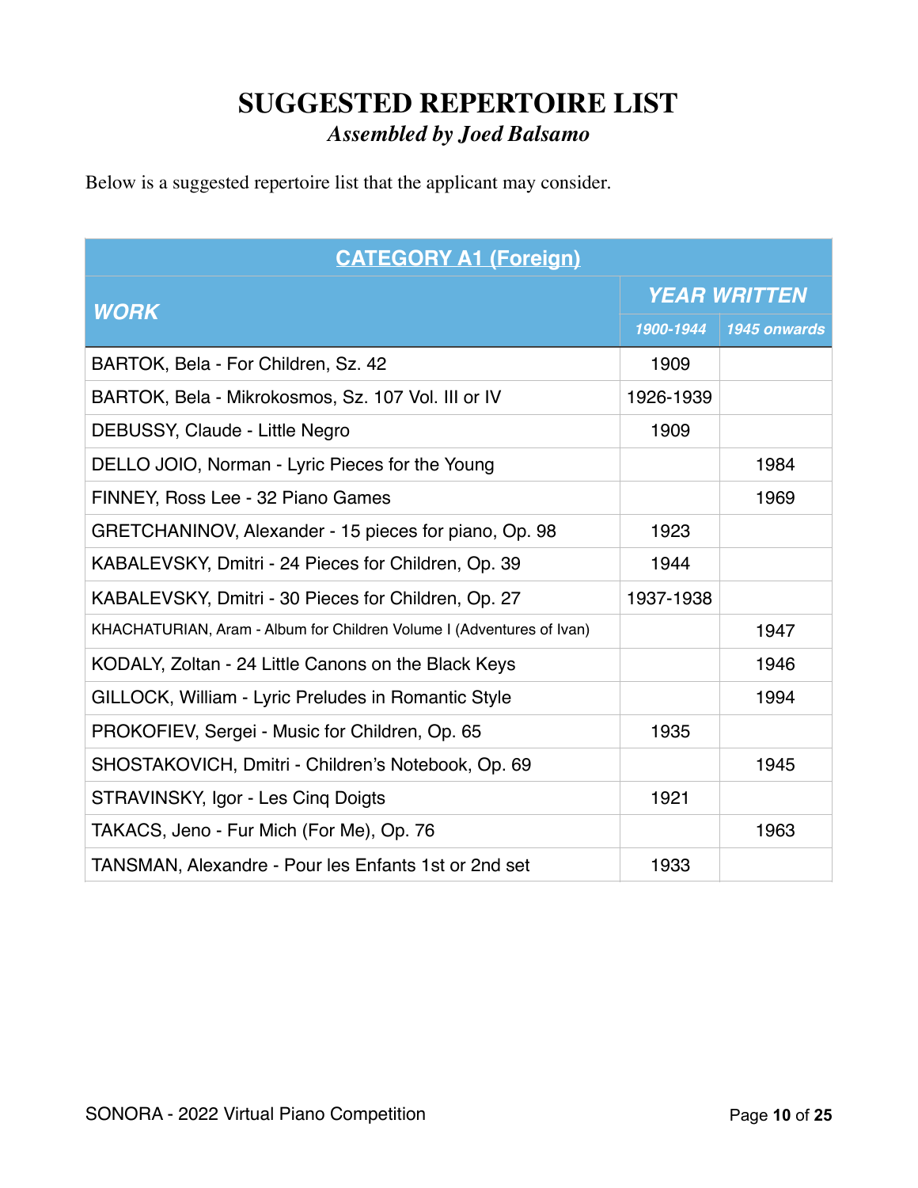# SUGGESTED REPERTOIRE LIST

*Assembled by Joed Balsamo*

Below is a suggested repertoire list that the applicant may consider.

| CATEGORY A1 (Foreign) | | |
|---|---|---|
| ***WORK*** | ***YEAR WRITTEN*** | |
| | ***1900-1944*** | ***1945 onwards*** |
| BARTOK, Bela - For Children, Sz. 42 | 1909 | |
| BARTOK, Bela - Mikrokosmos, Sz. 107 Vol. III or IV | 1926-1939 | |
| DEBUSSY, Claude - Little Negro | 1909 | |
| DELLO JOIO, Norman - Lyric Pieces for the Young | | 1984 |
| FINNEY, Ross Lee - 32 Piano Games | | 1969 |
| GRETCHANINOV, Alexander - 15 pieces for piano, Op. 98 | 1923 | |
| KABALEVSKY, Dmitri - 24 Pieces for Children, Op. 39 | 1944 | |
| KABALEVSKY, Dmitri - 30 Pieces for Children, Op. 27 | 1937-1938 | |
| KHACHATURIAN, Aram - Album for Children Volume I (Adventures of Ivan) | | 1947 |
| KODALY, Zoltan - 24 Little Canons on the Black Keys | | 1946 |
| GILLOCK, William - Lyric Preludes in Romantic Style | | 1994 |
| PROKOFIEV, Sergei - Music for Children, Op. 65 | 1935 | |
| SHOSTAKOVICH, Dmitri - Children's Notebook, Op. 69 | | 1945 |
| STRAVINSKY, Igor - Les Cinq Doigts | 1921 | |
| TAKACS, Jeno - Fur Mich (For Me), Op. 76 | | 1963 |
| TANSMAN, Alexandre - Pour les Enfants 1st or 2nd set | 1933 | |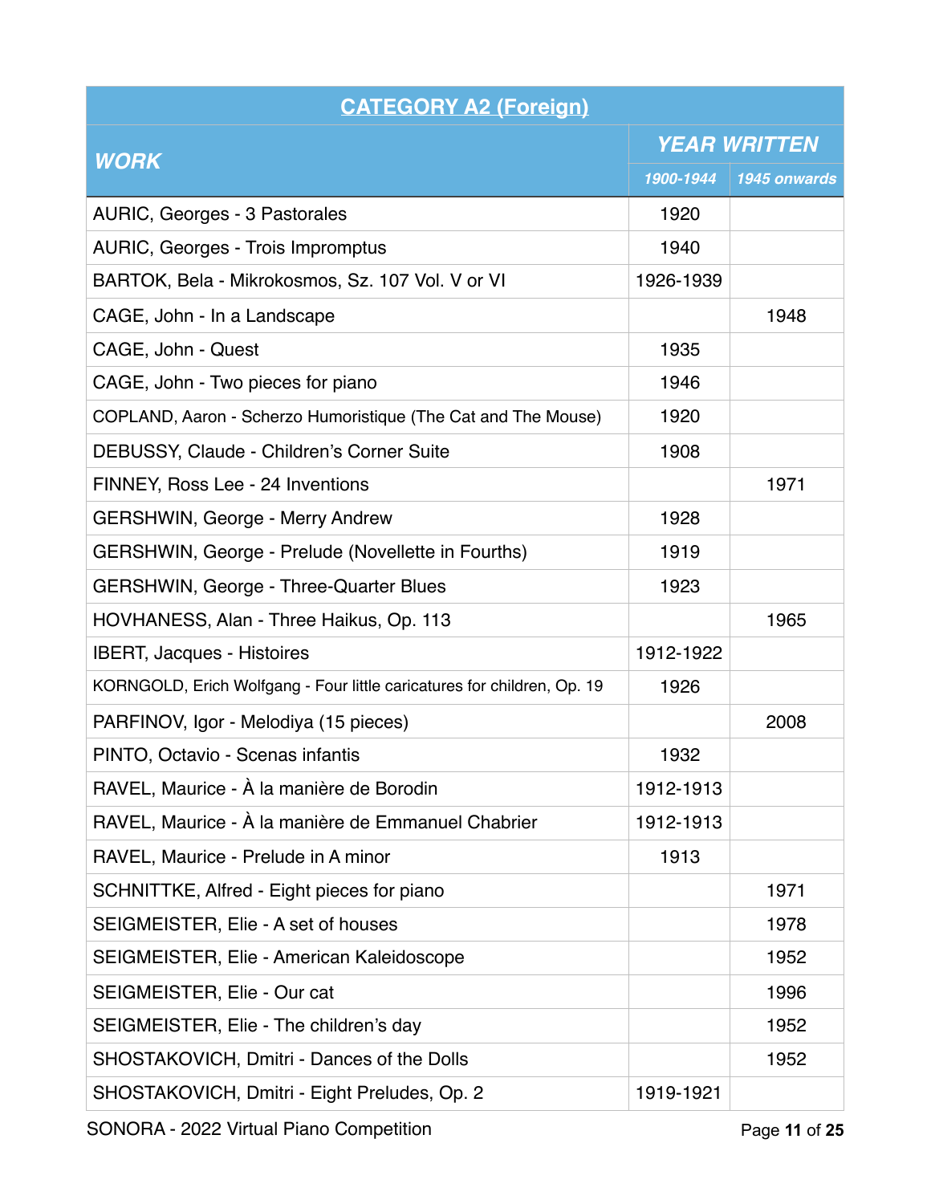| CATEGORY A2 (Foreign) | | |
| --- | --- | --- |
| ***WORK*** | ***YEAR WRITTEN*** | |
| | ***1900-1944*** | ***1945 onwards*** |
| AURIC, Georges - 3 Pastorales | 1920 | |
| AURIC, Georges - Trois Impromptus | 1940 | |
| BARTOK, Bela - Mikrokosmos, Sz. 107 Vol. V or VI | 1926-1939 | |
| CAGE, John - In a Landscape | | 1948 |
| CAGE, John - Quest | 1935 | |
| CAGE, John - Two pieces for piano | 1946 | |
| COPLAND, Aaron - Scherzo Humoristique (The Cat and The Mouse) | 1920 | |
| DEBUSSY, Claude - Children's Corner Suite | 1908 | |
| FINNEY, Ross Lee - 24 Inventions | | 1971 |
| GERSHWIN, George - Merry Andrew | 1928 | |
| GERSHWIN, George - Prelude (Novellette in Fourths) | 1919 | |
| GERSHWIN, George - Three-Quarter Blues | 1923 | |
| HOVHANESS, Alan - Three Haikus, Op. 113 | | 1965 |
| IBERT, Jacques - Histoires | 1912-1922 | |
| KORNGOLD, Erich Wolfgang - Four little caricatures for children, Op. 19 | 1926 | |
| PARFINOV, Igor - Melodiya (15 pieces) | | 2008 |
| PINTO, Octavio - Scenas infantis | 1932 | |
| RAVEL, Maurice - À la manière de Borodin | 1912-1913 | |
| RAVEL, Maurice - À la manière de Emmanuel Chabrier | 1912-1913 | |
| RAVEL, Maurice - Prelude in A minor | 1913 | |
| SCHNITTKE, Alfred - Eight pieces for piano | | 1971 |
| SEIGMEISTER, Elie - A set of houses | | 1978 |
| SEIGMEISTER, Elie - American Kaleidoscope | | 1952 |
| SEIGMEISTER, Elie - Our cat | | 1996 |
| SEIGMEISTER, Elie - The children's day | | 1952 |
| SHOSTAKOVICH, Dmitri - Dances of the Dolls | | 1952 |
| SHOSTAKOVICH, Dmitri - Eight Preludes, Op. 2 | 1919-1921 | |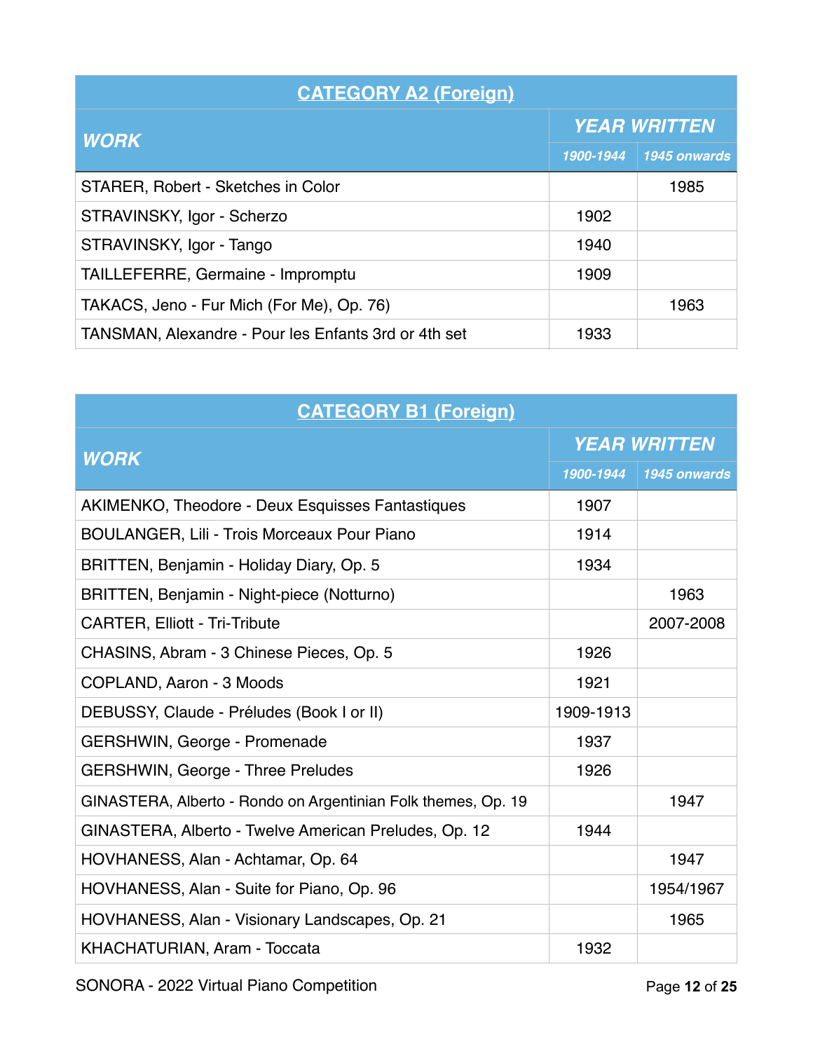| CATEGORY A2 (Foreign) | | |
|---|---|---|
| ***WORK*** | ***YEAR WRITTEN*** | |
| | ***1900-1944*** | ***1945 onwards*** |
| STARER, Robert - Sketches in Color | | 1985 |
| STRAVINSKY, Igor - Scherzo | 1902 | |
| STRAVINSKY, Igor - Tango | 1940 | |
| TAILLEFERRE, Germaine - Impromptu | 1909 | |
| TAKACS, Jeno - Fur Mich (For Me), Op. 76) | | 1963 |
| TANSMAN, Alexandre - Pour les Enfants 3rd or 4th set | 1933 | |

| CATEGORY B1 (Foreign) | | |
|---|---|---|
| ***WORK*** | ***YEAR WRITTEN*** | |
| | ***1900-1944*** | ***1945 onwards*** |
| AKIMENKO, Theodore - Deux Esquisses Fantastiques | 1907 | |
| BOULANGER, Lili - Trois Morceaux Pour Piano | 1914 | |
| BRITTEN, Benjamin - Holiday Diary, Op. 5 | 1934 | |
| BRITTEN, Benjamin - Night-piece (Notturno) | | 1963 |
| CARTER, Elliott - Tri-Tribute | | 2007-2008 |
| CHASINS, Abram - 3 Chinese Pieces, Op. 5 | 1926 | |
| COPLAND, Aaron - 3 Moods | 1921 | |
| DEBUSSY, Claude - Préludes (Book I or II) | 1909-1913 | |
| GERSHWIN, George - Promenade | 1937 | |
| GERSHWIN, George - Three Preludes | 1926 | |
| GINASTERA, Alberto - Rondo on Argentinian Folk themes, Op. 19 | | 1947 |
| GINASTERA, Alberto - Twelve American Preludes, Op. 12 | 1944 | |
| HOVHANESS, Alan - Achtamar, Op. 64 | | 1947 |
| HOVHANESS, Alan - Suite for Piano, Op. 96 | | 1954/1967 |
| HOVHANESS, Alan - Visionary Landscapes, Op. 21 | | 1965 |
| KHACHATURIAN, Aram - Toccata | 1932 | |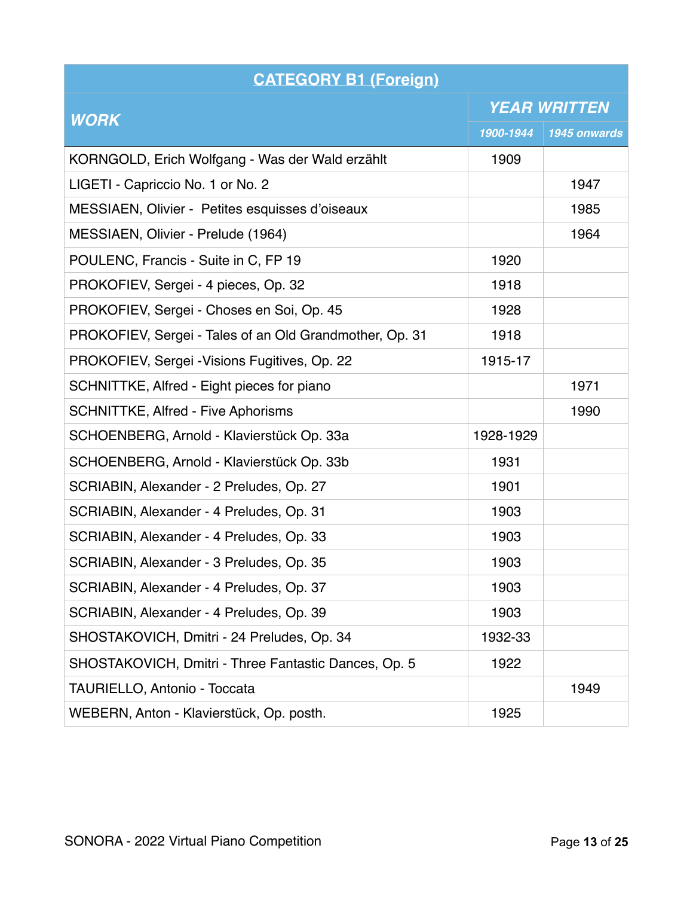| CATEGORY B1 (Foreign) | | |
|---|---|---|
| ***WORK*** | ***YEAR WRITTEN*** | |
| | ***1900-1944*** | ***1945 onwards*** |
| KORNGOLD, Erich Wolfgang - Was der Wald erzählt | 1909 | |
| LIGETI - Capriccio No. 1 or No. 2 | | 1947 |
| MESSIAEN, Olivier - Petites esquisses d'oiseaux | | 1985 |
| MESSIAEN, Olivier - Prelude (1964) | | 1964 |
| POULENC, Francis - Suite in C, FP 19 | 1920 | |
| PROKOFIEV, Sergei - 4 pieces, Op. 32 | 1918 | |
| PROKOFIEV, Sergei - Choses en Soi, Op. 45 | 1928 | |
| PROKOFIEV, Sergei - Tales of an Old Grandmother, Op. 31 | 1918 | |
| PROKOFIEV, Sergei -Visions Fugitives, Op. 22 | 1915-17 | |
| SCHNITTKE, Alfred - Eight pieces for piano | | 1971 |
| SCHNITTKE, Alfred - Five Aphorisms | | 1990 |
| SCHOENBERG, Arnold - Klavierstück Op. 33a | 1928-1929 | |
| SCHOENBERG, Arnold - Klavierstück Op. 33b | 1931 | |
| SCRIABIN, Alexander - 2 Preludes, Op. 27 | 1901 | |
| SCRIABIN, Alexander - 4 Preludes, Op. 31 | 1903 | |
| SCRIABIN, Alexander - 4 Preludes, Op. 33 | 1903 | |
| SCRIABIN, Alexander - 3 Preludes, Op. 35 | 1903 | |
| SCRIABIN, Alexander - 4 Preludes, Op. 37 | 1903 | |
| SCRIABIN, Alexander - 4 Preludes, Op. 39 | 1903 | |
| SHOSTAKOVICH, Dmitri - 24 Preludes, Op. 34 | 1932-33 | |
| SHOSTAKOVICH, Dmitri - Three Fantastic Dances, Op. 5 | 1922 | |
| TAURIELLO, Antonio - Toccata | | 1949 |
| WEBERN, Anton - Klavierstück, Op. posth. | 1925 | |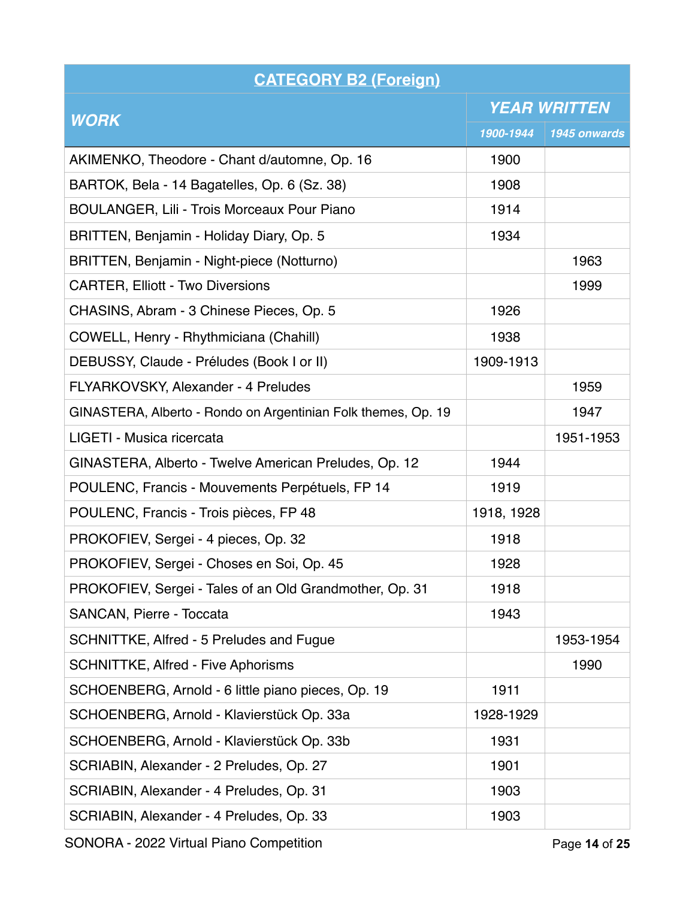| CATEGORY B2 (Foreign) | | |
|---|---|---|
| ***WORK*** | ***YEAR WRITTEN*** | |
| | ***1900-1944*** | ***1945 onwards*** |
| AKIMENKO, Theodore - Chant d/automne, Op. 16 | 1900 | |
| BARTOK, Bela - 14 Bagatelles, Op. 6 (Sz. 38) | 1908 | |
| BOULANGER, Lili - Trois Morceaux Pour Piano | 1914 | |
| BRITTEN, Benjamin - Holiday Diary, Op. 5 | 1934 | |
| BRITTEN, Benjamin - Night-piece (Notturno) | | 1963 |
| CARTER, Elliott - Two Diversions | | 1999 |
| CHASINS, Abram - 3 Chinese Pieces, Op. 5 | 1926 | |
| COWELL, Henry - Rhythmiciana (Chahill) | 1938 | |
| DEBUSSY, Claude - Préludes (Book I or II) | 1909-1913 | |
| FLYARKOVSKY, Alexander - 4 Preludes | | 1959 |
| GINASTERA, Alberto - Rondo on Argentinian Folk themes, Op. 19 | | 1947 |
| LIGETI - Musica ricercata | | 1951-1953 |
| GINASTERA, Alberto - Twelve American Preludes, Op. 12 | 1944 | |
| POULENC, Francis - Mouvements Perpétuels, FP 14 | 1919 | |
| POULENC, Francis - Trois pièces, FP 48 | 1918, 1928 | |
| PROKOFIEV, Sergei - 4 pieces, Op. 32 | 1918 | |
| PROKOFIEV, Sergei - Choses en Soi, Op. 45 | 1928 | |
| PROKOFIEV, Sergei - Tales of an Old Grandmother, Op. 31 | 1918 | |
| SANCAN, Pierre - Toccata | 1943 | |
| SCHNITTKE, Alfred - 5 Preludes and Fugue | | 1953-1954 |
| SCHNITTKE, Alfred - Five Aphorisms | | 1990 |
| SCHOENBERG, Arnold - 6 little piano pieces, Op. 19 | 1911 | |
| SCHOENBERG, Arnold - Klavierstück Op. 33a | 1928-1929 | |
| SCHOENBERG, Arnold - Klavierstück Op. 33b | 1931 | |
| SCRIABIN, Alexander - 2 Preludes, Op. 27 | 1901 | |
| SCRIABIN, Alexander - 4 Preludes, Op. 31 | 1903 | |
| SCRIABIN, Alexander - 4 Preludes, Op. 33 | 1903 | |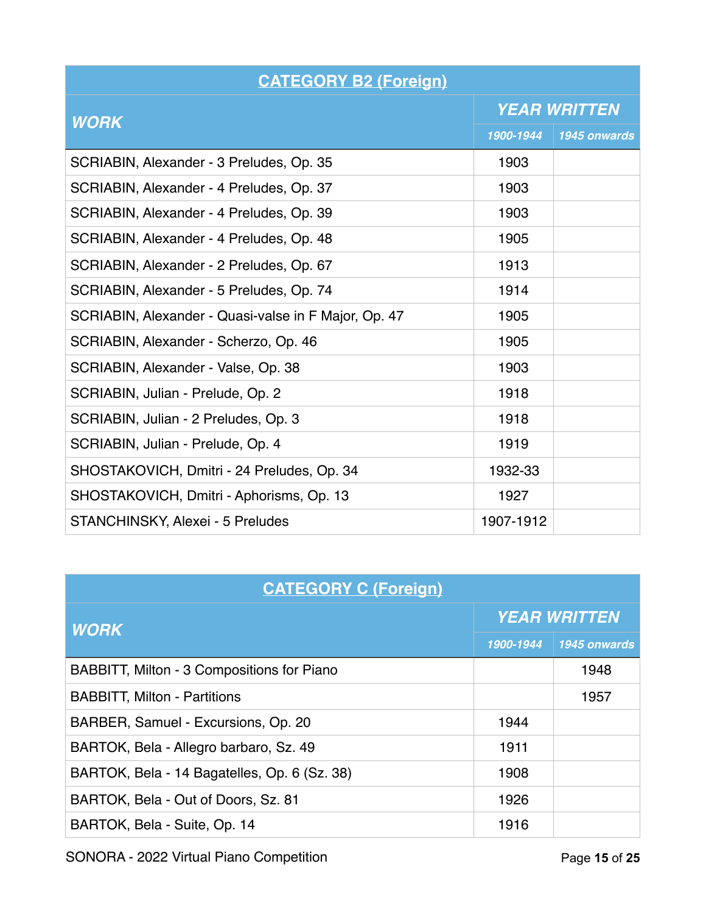| CATEGORY B2 (Foreign) | | |
| --- | --- | --- |
| ***WORK*** | ***YEAR WRITTEN*** | |
| | ***1900-1944*** | ***1945 onwards*** |
| SCRIABIN, Alexander - 3 Preludes, Op. 35 | 1903 | |
| SCRIABIN, Alexander - 4 Preludes, Op. 37 | 1903 | |
| SCRIABIN, Alexander - 4 Preludes, Op. 39 | 1903 | |
| SCRIABIN, Alexander - 4 Preludes, Op. 48 | 1905 | |
| SCRIABIN, Alexander - 2 Preludes, Op. 67 | 1913 | |
| SCRIABIN, Alexander - 5 Preludes, Op. 74 | 1914 | |
| SCRIABIN, Alexander - Quasi-valse in F Major, Op. 47 | 1905 | |
| SCRIABIN, Alexander - Scherzo, Op. 46 | 1905 | |
| SCRIABIN, Alexander - Valse, Op. 38 | 1903 | |
| SCRIABIN, Julian - Prelude, Op. 2 | 1918 | |
| SCRIABIN, Julian - 2 Preludes, Op. 3 | 1918 | |
| SCRIABIN, Julian - Prelude, Op. 4 | 1919 | |
| SHOSTAKOVICH, Dmitri - 24 Preludes, Op. 34 | 1932-33 | |
| SHOSTAKOVICH, Dmitri - Aphorisms, Op. 13 | 1927 | |
| STANCHINSKY, Alexei - 5 Preludes | 1907-1912 | |

| CATEGORY C (Foreign) | | |
| --- | --- | --- |
| ***WORK*** | ***YEAR WRITTEN*** | |
| | ***1900-1944*** | ***1945 onwards*** |
| BABBITT, Milton - 3 Compositions for Piano | | 1948 |
| BABBITT, Milton - Partitions | | 1957 |
| BARBER, Samuel - Excursions, Op. 20 | 1944 | |
| BARTOK, Bela - Allegro barbaro, Sz. 49 | 1911 | |
| BARTOK, Bela - 14 Bagatelles, Op. 6 (Sz. 38) | 1908 | |
| BARTOK, Bela - Out of Doors, Sz. 81 | 1926 | |
| BARTOK, Bela - Suite, Op. 14 | 1916 | |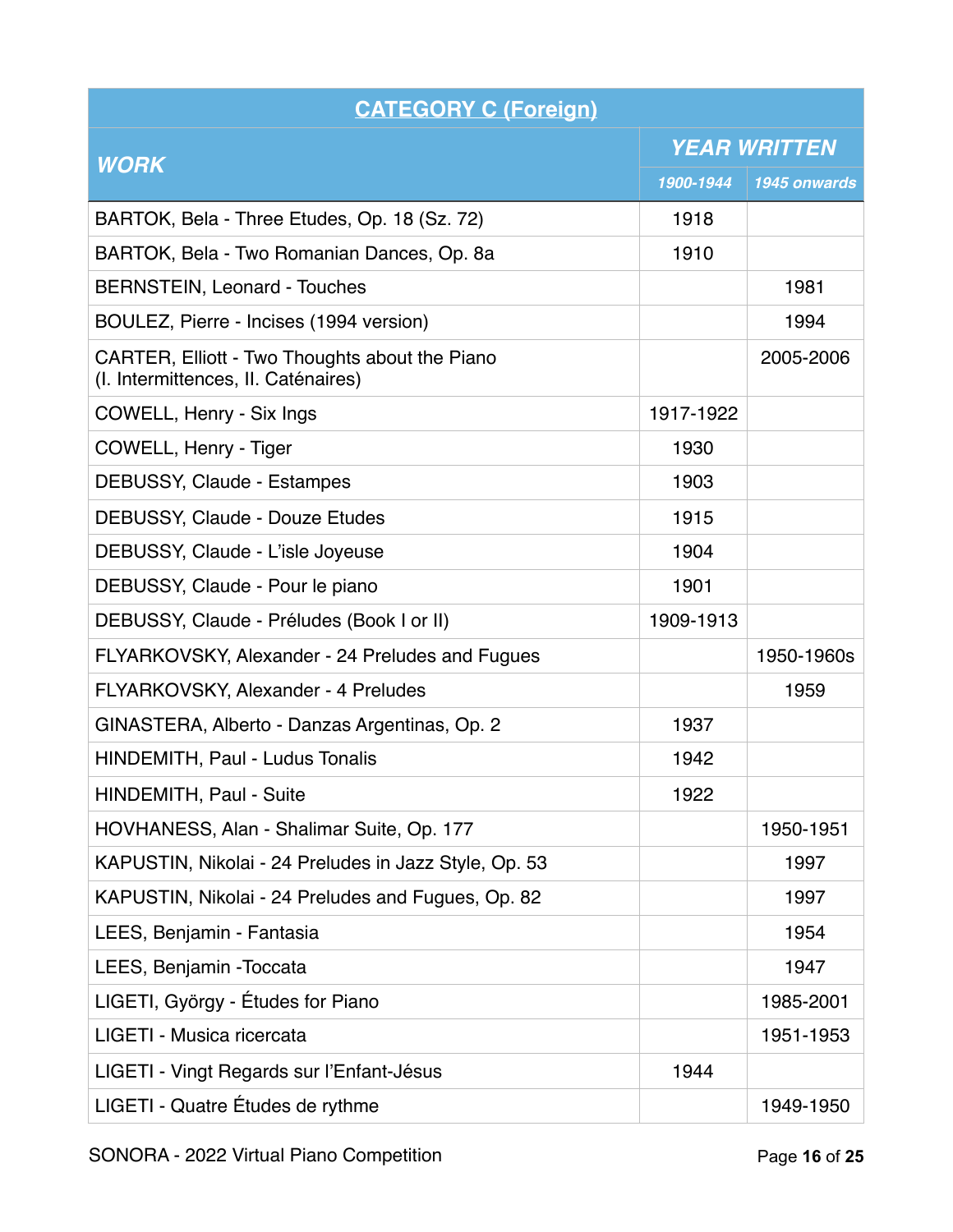| CATEGORY C (Foreign) | | |
|---|---|---|
| ***WORK*** | ***YEAR WRITTEN*** | |
| | ***1900-1944*** | ***1945 onwards*** |
| BARTOK, Bela - Three Etudes, Op. 18 (Sz. 72) | 1918 | |
| BARTOK, Bela - Two Romanian Dances, Op. 8a | 1910 | |
| BERNSTEIN, Leonard - Touches | | 1981 |
| BOULEZ, Pierre - Incises (1994 version) | | 1994 |
| CARTER, Elliott - Two Thoughts about the Piano (I. Intermittences, II. Caténaires) | | 2005-2006 |
| COWELL, Henry - Six Ings | 1917-1922 | |
| COWELL, Henry - Tiger | 1930 | |
| DEBUSSY, Claude - Estampes | 1903 | |
| DEBUSSY, Claude - Douze Etudes | 1915 | |
| DEBUSSY, Claude - L'isle Joyeuse | 1904 | |
| DEBUSSY, Claude - Pour le piano | 1901 | |
| DEBUSSY, Claude - Préludes (Book I or II) | 1909-1913 | |
| FLYARKOVSKY, Alexander - 24 Preludes and Fugues | | 1950-1960s |
| FLYARKOVSKY, Alexander - 4 Preludes | | 1959 |
| GINASTERA, Alberto - Danzas Argentinas, Op. 2 | 1937 | |
| HINDEMITH, Paul - Ludus Tonalis | 1942 | |
| HINDEMITH, Paul - Suite | 1922 | |
| HOVHANESS, Alan - Shalimar Suite, Op. 177 | | 1950-1951 |
| KAPUSTIN, Nikolai - 24 Preludes in Jazz Style, Op. 53 | | 1997 |
| KAPUSTIN, Nikolai - 24 Preludes and Fugues, Op. 82 | | 1997 |
| LEES, Benjamin - Fantasia | | 1954 |
| LEES, Benjamin -Toccata | | 1947 |
| LIGETI, György - Études for Piano | | 1985-2001 |
| LIGETI - Musica ricercata | | 1951-1953 |
| LIGETI - Vingt Regards sur l'Enfant-Jésus | 1944 | |
| LIGETI - Quatre Études de rythme | | 1949-1950 |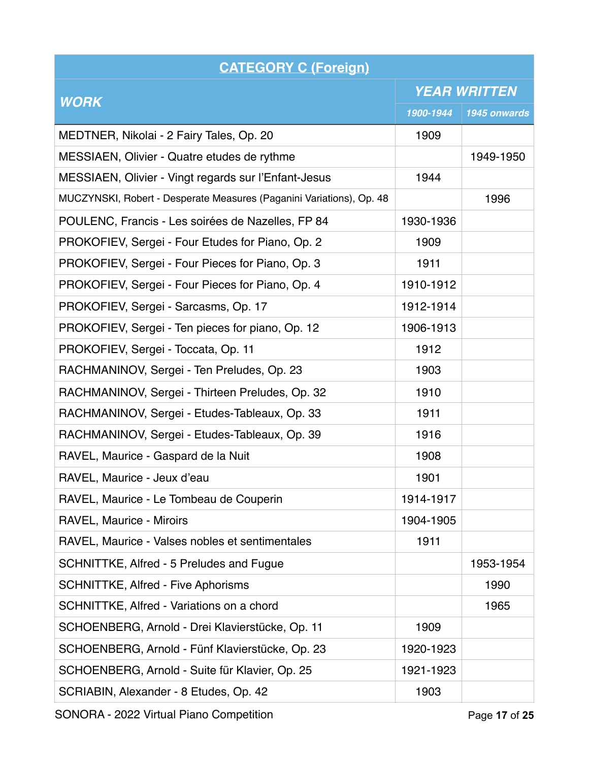| CATEGORY C (Foreign) | | |
|---|---|---|
| ***WORK*** | ***YEAR WRITTEN*** | |
| | ***1900-1944*** | ***1945 onwards*** |
| MEDTNER, Nikolai - 2 Fairy Tales, Op. 20 | 1909 | |
| MESSIAEN, Olivier - Quatre etudes de rythme | | 1949-1950 |
| MESSIAEN, Olivier - Vingt regards sur l'Enfant-Jesus | 1944 | |
| MUCZYNSKI, Robert - Desperate Measures (Paganini Variations), Op. 48 | | 1996 |
| POULENC, Francis - Les soirées de Nazelles, FP 84 | 1930-1936 | |
| PROKOFIEV, Sergei - Four Etudes for Piano, Op. 2 | 1909 | |
| PROKOFIEV, Sergei - Four Pieces for Piano, Op. 3 | 1911 | |
| PROKOFIEV, Sergei - Four Pieces for Piano, Op. 4 | 1910-1912 | |
| PROKOFIEV, Sergei - Sarcasms, Op. 17 | 1912-1914 | |
| PROKOFIEV, Sergei - Ten pieces for piano, Op. 12 | 1906-1913 | |
| PROKOFIEV, Sergei - Toccata, Op. 11 | 1912 | |
| RACHMANINOV, Sergei - Ten Preludes, Op. 23 | 1903 | |
| RACHMANINOV, Sergei - Thirteen Preludes, Op. 32 | 1910 | |
| RACHMANINOV, Sergei - Etudes-Tableaux, Op. 33 | 1911 | |
| RACHMANINOV, Sergei - Etudes-Tableaux, Op. 39 | 1916 | |
| RAVEL, Maurice - Gaspard de la Nuit | 1908 | |
| RAVEL, Maurice - Jeux d'eau | 1901 | |
| RAVEL, Maurice - Le Tombeau de Couperin | 1914-1917 | |
| RAVEL, Maurice - Miroirs | 1904-1905 | |
| RAVEL, Maurice - Valses nobles et sentimentales | 1911 | |
| SCHNITTKE, Alfred - 5 Preludes and Fugue | | 1953-1954 |
| SCHNITTKE, Alfred - Five Aphorisms | | 1990 |
| SCHNITTKE, Alfred - Variations on a chord | | 1965 |
| SCHOENBERG, Arnold - Drei Klavierstücke, Op. 11 | 1909 | |
| SCHOENBERG, Arnold - Fünf Klavierstücke, Op. 23 | 1920-1923 | |
| SCHOENBERG, Arnold - Suite für Klavier, Op. 25 | 1921-1923 | |
| SCRIABIN, Alexander - 8 Etudes, Op. 42 | 1903 | |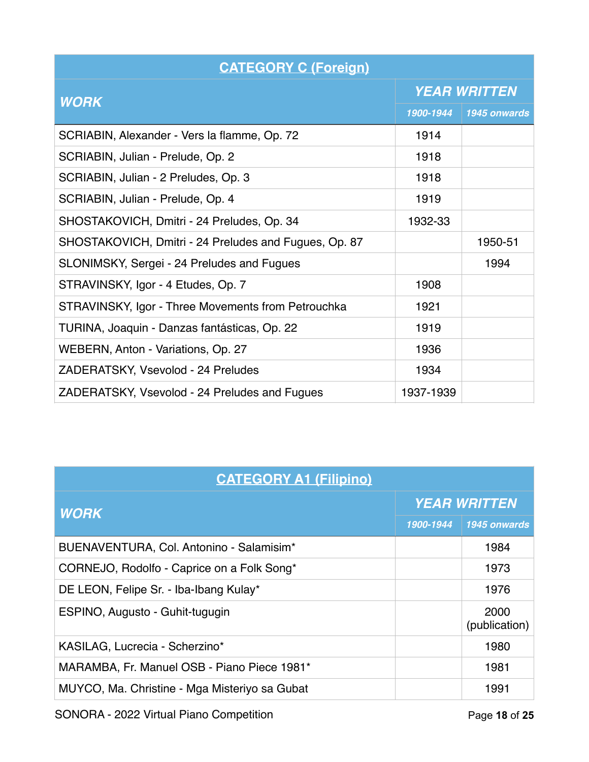| CATEGORY C (Foreign) | | |
|---|---|---|
| ***WORK*** | ***YEAR WRITTEN*** | |
| | ***1900-1944*** | ***1945 onwards*** |
| SCRIABIN, Alexander - Vers la flamme, Op. 72 | 1914 | |
| SCRIABIN, Julian - Prelude, Op. 2 | 1918 | |
| SCRIABIN, Julian - 2 Preludes, Op. 3 | 1918 | |
| SCRIABIN, Julian - Prelude, Op. 4 | 1919 | |
| SHOSTAKOVICH, Dmitri - 24 Preludes, Op. 34 | 1932-33 | |
| SHOSTAKOVICH, Dmitri - 24 Preludes and Fugues, Op. 87 | | 1950-51 |
| SLONIMSKY, Sergei - 24 Preludes and Fugues | | 1994 |
| STRAVINSKY, Igor - 4 Etudes, Op. 7 | 1908 | |
| STRAVINSKY, Igor - Three Movements from Petrouchka | 1921 | |
| TURINA, Joaquin - Danzas fantásticas, Op. 22 | 1919 | |
| WEBERN, Anton - Variations, Op. 27 | 1936 | |
| ZADERATSKY, Vsevolod - 24 Preludes | 1934 | |
| ZADERATSKY, Vsevolod - 24 Preludes and Fugues | 1937-1939 | |

| CATEGORY A1 (Filipino) | | |
|---|---|---|
| ***WORK*** | ***YEAR WRITTEN*** | |
| | ***1900-1944*** | ***1945 onwards*** |
| BUENAVENTURA, Col. Antonino - Salamisim* | | 1984 |
| CORNEJO, Rodolfo - Caprice on a Folk Song* | | 1973 |
| DE LEON, Felipe Sr. - Iba-Ibang Kulay* | | 1976 |
| ESPINO, Augusto - Guhit-tugugin | | 2000 (publication) |
| KASILAG, Lucrecia - Scherzino* | | 1980 |
| MARAMBA, Fr. Manuel OSB - Piano Piece 1981* | | 1981 |
| MUYCO, Ma. Christine - Mga Misteriyo sa Gubat | | 1991 |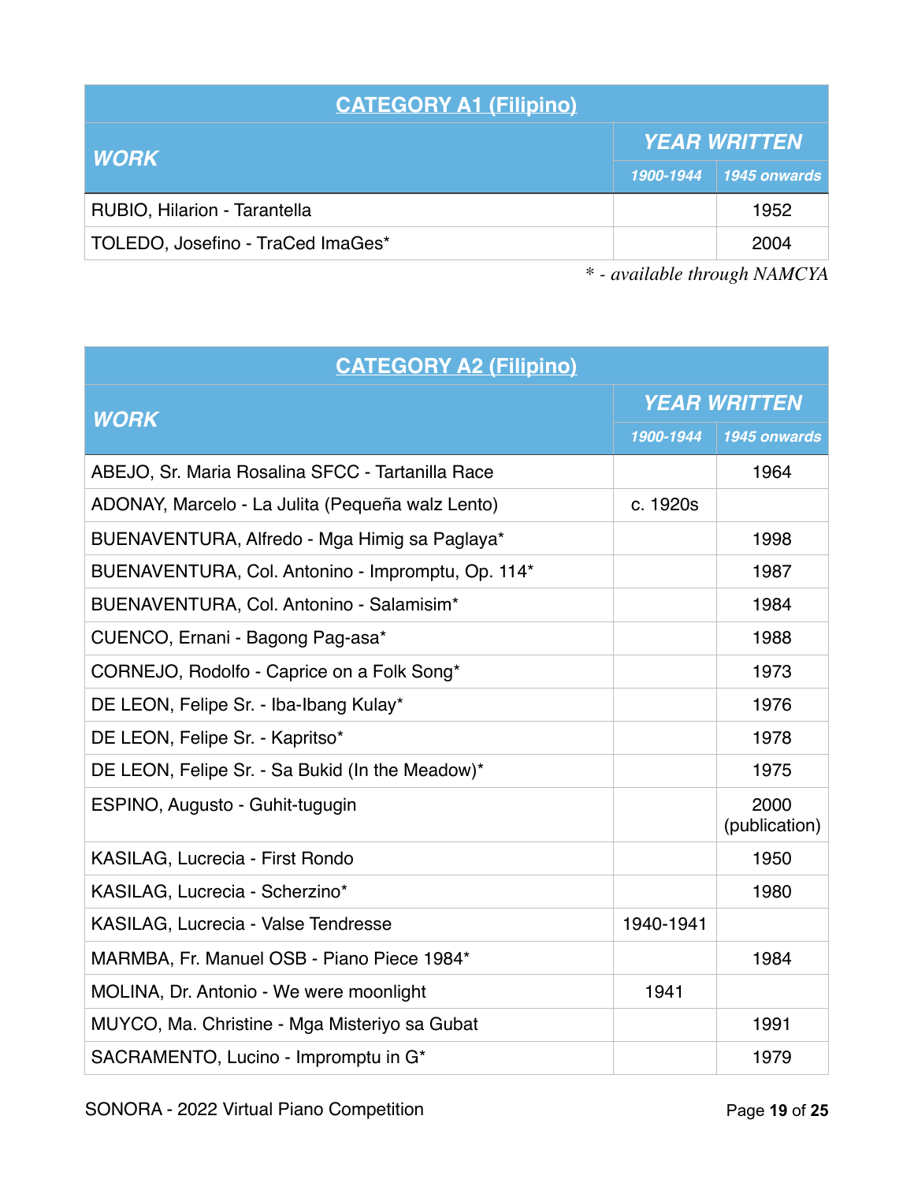| CATEGORY A1 (Filipino) | | |
|---|---|---|
| ***WORK*** | ***YEAR WRITTEN*** | |
| | ***1900-1944*** | ***1945 onwards*** |
| RUBIO, Hilarion - Tarantella | | 1952 |
| TOLEDO, Josefino - TraCed ImaGes* | | 2004 |

*\* - available through NAMCYA*

| CATEGORY A2 (Filipino) | | |
|---|---|---|
| ***WORK*** | ***YEAR WRITTEN*** | |
| | ***1900-1944*** | ***1945 onwards*** |
| ABEJO, Sr. Maria Rosalina SFCC - Tartanilla Race | | 1964 |
| ADONAY, Marcelo - La Julita (Pequeña walz Lento) | c. 1920s | |
| BUENAVENTURA, Alfredo - Mga Himig sa Paglaya* | | 1998 |
| BUENAVENTURA, Col. Antonino - Impromptu, Op. 114* | | 1987 |
| BUENAVENTURA, Col. Antonino - Salamisim* | | 1984 |
| CUENCO, Ernani - Bagong Pag-asa* | | 1988 |
| CORNEJO, Rodolfo - Caprice on a Folk Song* | | 1973 |
| DE LEON, Felipe Sr. - Iba-Ibang Kulay* | | 1976 |
| DE LEON, Felipe Sr. - Kapritso* | | 1978 |
| DE LEON, Felipe Sr. - Sa Bukid (In the Meadow)* | | 1975 |
| ESPINO, Augusto - Guhit-tugugin | | 2000 (publication) |
| KASILAG, Lucrecia - First Rondo | | 1950 |
| KASILAG, Lucrecia - Scherzino* | | 1980 |
| KASILAG, Lucrecia - Valse Tendresse | 1940-1941 | |
| MARMBA, Fr. Manuel OSB - Piano Piece 1984* | | 1984 |
| MOLINA, Dr. Antonio - We were moonlight | 1941 | |
| MUYCO, Ma. Christine - Mga Misteriyo sa Gubat | | 1991 |
| SACRAMENTO, Lucino - Impromptu in G* | | 1979 |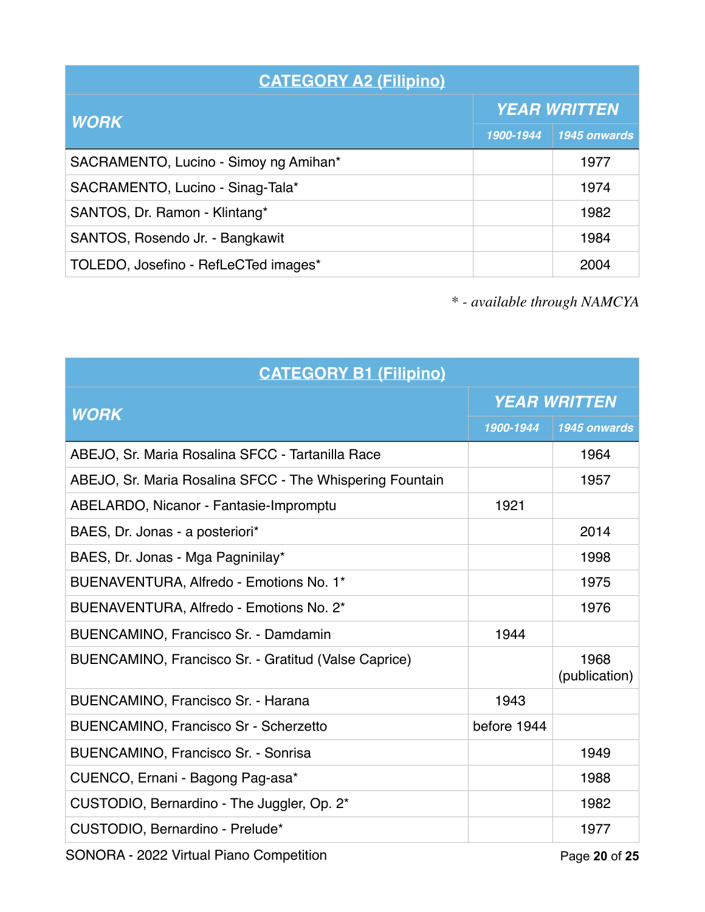| CATEGORY A2 (Filipino) | | |
|---|---|---|
| **WORK** | **YEAR WRITTEN** | |
| | 1900-1944 | 1945 onwards |
| SACRAMENTO, Lucino - Simoy ng Amihan* | | 1977 |
| SACRAMENTO, Lucino - Sinag-Tala* | | 1974 |
| SANTOS, Dr. Ramon - Klintang* | | 1982 |
| SANTOS, Rosendo Jr. - Bangkawit | | 1984 |
| TOLEDO, Josefino - RefLeCTed images* | | 2004 |

*\* - available through NAMCYA*

| CATEGORY B1 (Filipino) | | |
|---|---|---|
| **WORK** | **YEAR WRITTEN** | |
| | 1900-1944 | 1945 onwards |
| ABEJO, Sr. Maria Rosalina SFCC - Tartanilla Race | | 1964 |
| ABEJO, Sr. Maria Rosalina SFCC - The Whispering Fountain | | 1957 |
| ABELARDO, Nicanor - Fantasie-Impromptu | 1921 | |
| BAES, Dr. Jonas - a posteriori* | | 2014 |
| BAES, Dr. Jonas - Mga Pagninilay* | | 1998 |
| BUENAVENTURA, Alfredo - Emotions No. 1* | | 1975 |
| BUENAVENTURA, Alfredo - Emotions No. 2* | | 1976 |
| BUENCAMINO, Francisco Sr. - Damdamin | 1944 | |
| BUENCAMINO, Francisco Sr. - Gratitud (Valse Caprice) | | 1968 (publication) |
| BUENCAMINO, Francisco Sr. - Harana | 1943 | |
| BUENCAMINO, Francisco Sr - Scherzetto | before 1944 | |
| BUENCAMINO, Francisco Sr. - Sonrisa | | 1949 |
| CUENCO, Ernani - Bagong Pag-asa* | | 1988 |
| CUSTODIO, Bernardino - The Juggler, Op. 2* | | 1982 |
| CUSTODIO, Bernardino - Prelude* | | 1977 |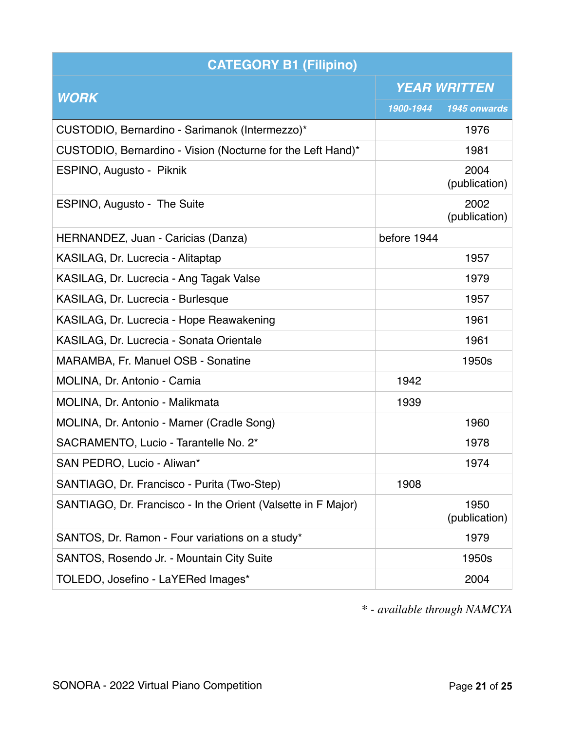| CATEGORY B1 (Filipino) | | |
|---|---|---|
| ***WORK*** | ***YEAR WRITTEN*** | |
| | ***1900-1944*** | ***1945 onwards*** |
| CUSTODIO, Bernardino - Sarimanok (Intermezzo)* | | 1976 |
| CUSTODIO, Bernardino - Vision (Nocturne for the Left Hand)* | | 1981 |
| ESPINO, Augusto - Piknik | | 2004 (publication) |
| ESPINO, Augusto - The Suite | | 2002 (publication) |
| HERNANDEZ, Juan - Caricias (Danza) | before 1944 | |
| KASILAG, Dr. Lucrecia - Alitaptap | | 1957 |
| KASILAG, Dr. Lucrecia - Ang Tagak Valse | | 1979 |
| KASILAG, Dr. Lucrecia - Burlesque | | 1957 |
| KASILAG, Dr. Lucrecia - Hope Reawakening | | 1961 |
| KASILAG, Dr. Lucrecia - Sonata Orientale | | 1961 |
| MARAMBA, Fr. Manuel OSB - Sonatine | | 1950s |
| MOLINA, Dr. Antonio - Camia | 1942 | |
| MOLINA, Dr. Antonio - Malikmata | 1939 | |
| MOLINA, Dr. Antonio - Mamer (Cradle Song) | | 1960 |
| SACRAMENTO, Lucio - Tarantelle No. 2* | | 1978 |
| SAN PEDRO, Lucio - Aliwan* | | 1974 |
| SANTIAGO, Dr. Francisco - Purita (Two-Step) | 1908 | |
| SANTIAGO, Dr. Francisco - In the Orient (Valsette in F Major) | | 1950 (publication) |
| SANTOS, Dr. Ramon - Four variations on a study* | | 1979 |
| SANTOS, Rosendo Jr. - Mountain City Suite | | 1950s |
| TOLEDO, Josefino - LaYERed Images* | | 2004 |

*\* - available through NAMCYA*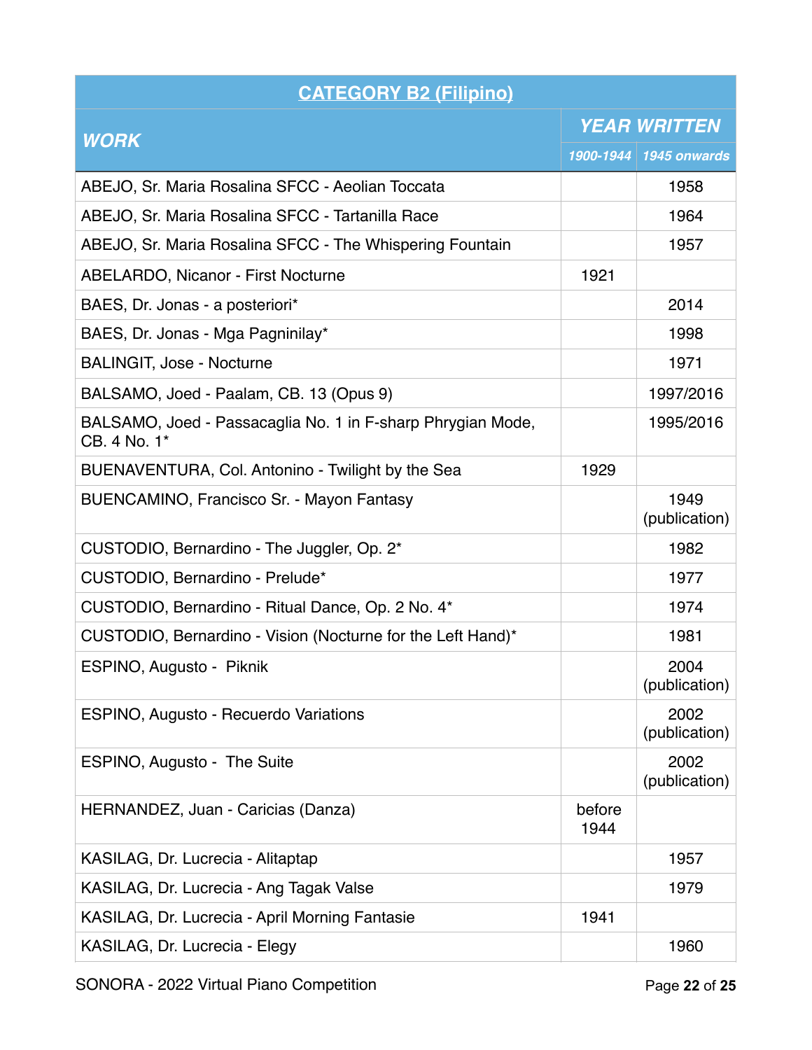| CATEGORY B2 (Filipino) | | |
|---|---|---|
| ***WORK*** | ***YEAR WRITTEN*** | |
| | ***1900-1944*** | ***1945 onwards*** |
| ABEJO, Sr. Maria Rosalina SFCC - Aeolian Toccata | | 1958 |
| ABEJO, Sr. Maria Rosalina SFCC - Tartanilla Race | | 1964 |
| ABEJO, Sr. Maria Rosalina SFCC - The Whispering Fountain | | 1957 |
| ABELARDO, Nicanor - First Nocturne | 1921 | |
| BAES, Dr. Jonas - a posteriori* | | 2014 |
| BAES, Dr. Jonas - Mga Pagninilay* | | 1998 |
| BALINGIT, Jose - Nocturne | | 1971 |
| BALSAMO, Joed - Paalam, CB. 13 (Opus 9) | | 1997/2016 |
| BALSAMO, Joed - Passacaglia No. 1 in F-sharp Phrygian Mode, CB. 4 No. 1* | | 1995/2016 |
| BUENAVENTURA, Col. Antonino - Twilight by the Sea | 1929 | |
| BUENCAMINO, Francisco Sr. - Mayon Fantasy | | 1949 (publication) |
| CUSTODIO, Bernardino - The Juggler, Op. 2* | | 1982 |
| CUSTODIO, Bernardino - Prelude* | | 1977 |
| CUSTODIO, Bernardino - Ritual Dance, Op. 2 No. 4* | | 1974 |
| CUSTODIO, Bernardino - Vision (Nocturne for the Left Hand)* | | 1981 |
| ESPINO, Augusto - Piknik | | 2004 (publication) |
| ESPINO, Augusto - Recuerdo Variations | | 2002 (publication) |
| ESPINO, Augusto - The Suite | | 2002 (publication) |
| HERNANDEZ, Juan - Caricias (Danza) | before 1944 | |
| KASILAG, Dr. Lucrecia - Alitaptap | | 1957 |
| KASILAG, Dr. Lucrecia - Ang Tagak Valse | | 1979 |
| KASILAG, Dr. Lucrecia - April Morning Fantasie | 1941 | |
| KASILAG, Dr. Lucrecia - Elegy | | 1960 |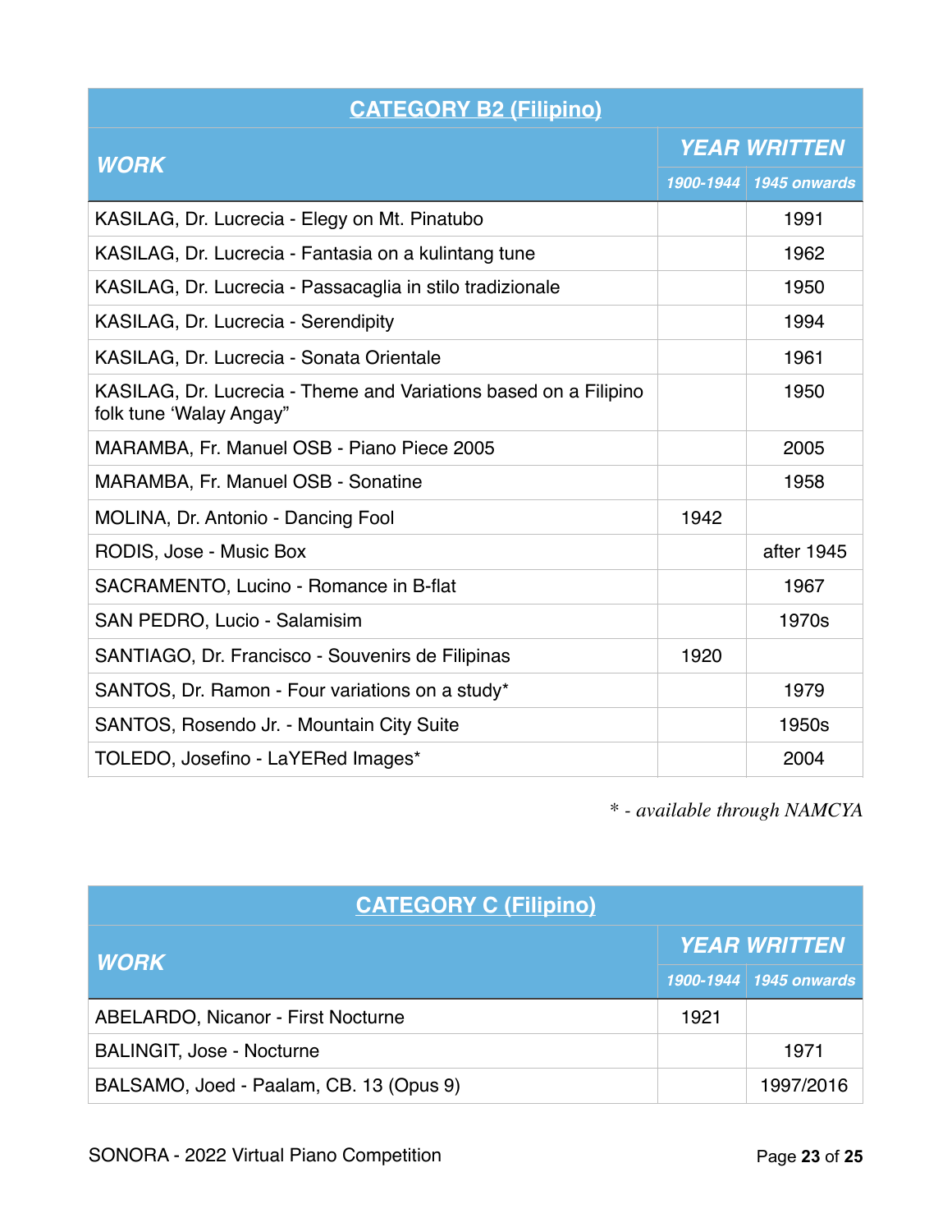| CATEGORY B2 (Filipino) | | |
|---|---|---|
| ***WORK*** | ***YEAR WRITTEN*** | |
| | *1900-1944* | *1945 onwards* |
| KASILAG, Dr. Lucrecia - Elegy on Mt. Pinatubo | | 1991 |
| KASILAG, Dr. Lucrecia - Fantasia on a kulintang tune | | 1962 |
| KASILAG, Dr. Lucrecia - Passacaglia in stilo tradizionale | | 1950 |
| KASILAG, Dr. Lucrecia - Serendipity | | 1994 |
| KASILAG, Dr. Lucrecia - Sonata Orientale | | 1961 |
| KASILAG, Dr. Lucrecia - Theme and Variations based on a Filipino folk tune 'Walay Angay" | | 1950 |
| MARAMBA, Fr. Manuel OSB - Piano Piece 2005 | | 2005 |
| MARAMBA, Fr. Manuel OSB - Sonatine | | 1958 |
| MOLINA, Dr. Antonio - Dancing Fool | 1942 | |
| RODIS, Jose - Music Box | | after 1945 |
| SACRAMENTO, Lucino - Romance in B-flat | | 1967 |
| SAN PEDRO, Lucio - Salamisim | | 1970s |
| SANTIAGO, Dr. Francisco - Souvenirs de Filipinas | 1920 | |
| SANTOS, Dr. Ramon - Four variations on a study* | | 1979 |
| SANTOS, Rosendo Jr. - Mountain City Suite | | 1950s |
| TOLEDO, Josefino - LaYERed Images* | | 2004 |

*\* - available through NAMCYA*

| CATEGORY C (Filipino) | | |
|---|---|---|
| ***WORK*** | ***YEAR WRITTEN*** | |
| | *1900-1944* | *1945 onwards* |
| ABELARDO, Nicanor - First Nocturne | 1921 | |
| BALINGIT, Jose - Nocturne | | 1971 |
| BALSAMO, Joed - Paalam, CB. 13 (Opus 9) | | 1997/2016 |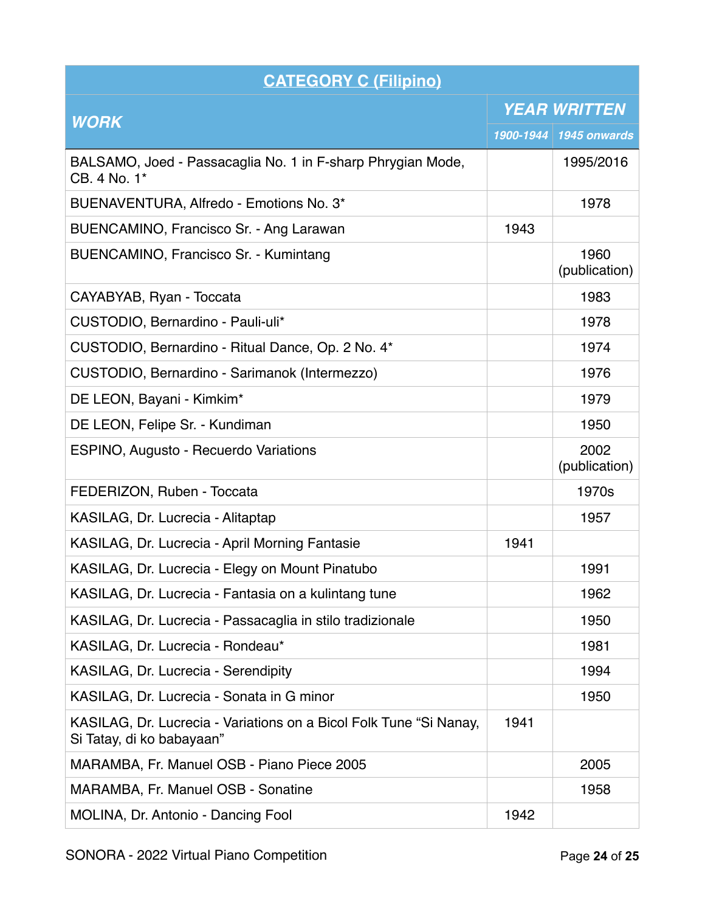| CATEGORY C (Filipino) | | |
|---|---|---|
| ***WORK*** | ***YEAR WRITTEN*** | |
| | ***1900-1944*** | ***1945 onwards*** |
| BALSAMO, Joed - Passacaglia No. 1 in F-sharp Phrygian Mode, CB. 4 No. 1* | | 1995/2016 |
| BUENAVENTURA, Alfredo - Emotions No. 3* | | 1978 |
| BUENCAMINO, Francisco Sr. - Ang Larawan | 1943 | |
| BUENCAMINO, Francisco Sr. - Kumintang | | 1960 (publication) |
| CAYABYAB, Ryan - Toccata | | 1983 |
| CUSTODIO, Bernardino - Pauli-uli* | | 1978 |
| CUSTODIO, Bernardino - Ritual Dance, Op. 2 No. 4* | | 1974 |
| CUSTODIO, Bernardino - Sarimanok (Intermezzo) | | 1976 |
| DE LEON, Bayani - Kimkim* | | 1979 |
| DE LEON, Felipe Sr. - Kundiman | | 1950 |
| ESPINO, Augusto - Recuerdo Variations | | 2002 (publication) |
| FEDERIZON, Ruben - Toccata | | 1970s |
| KASILAG, Dr. Lucrecia - Alitaptap | | 1957 |
| KASILAG, Dr. Lucrecia - April Morning Fantasie | 1941 | |
| KASILAG, Dr. Lucrecia - Elegy on Mount Pinatubo | | 1991 |
| KASILAG, Dr. Lucrecia - Fantasia on a kulintang tune | | 1962 |
| KASILAG, Dr. Lucrecia - Passacaglia in stilo tradizionale | | 1950 |
| KASILAG, Dr. Lucrecia - Rondeau* | | 1981 |
| KASILAG, Dr. Lucrecia - Serendipity | | 1994 |
| KASILAG, Dr. Lucrecia - Sonata in G minor | | 1950 |
| KASILAG, Dr. Lucrecia - Variations on a Bicol Folk Tune "Si Nanay, Si Tatay, di ko babayaan" | 1941 | |
| MARAMBA, Fr. Manuel OSB - Piano Piece 2005 | | 2005 |
| MARAMBA, Fr. Manuel OSB - Sonatine | | 1958 |
| MOLINA, Dr. Antonio - Dancing Fool | 1942 | |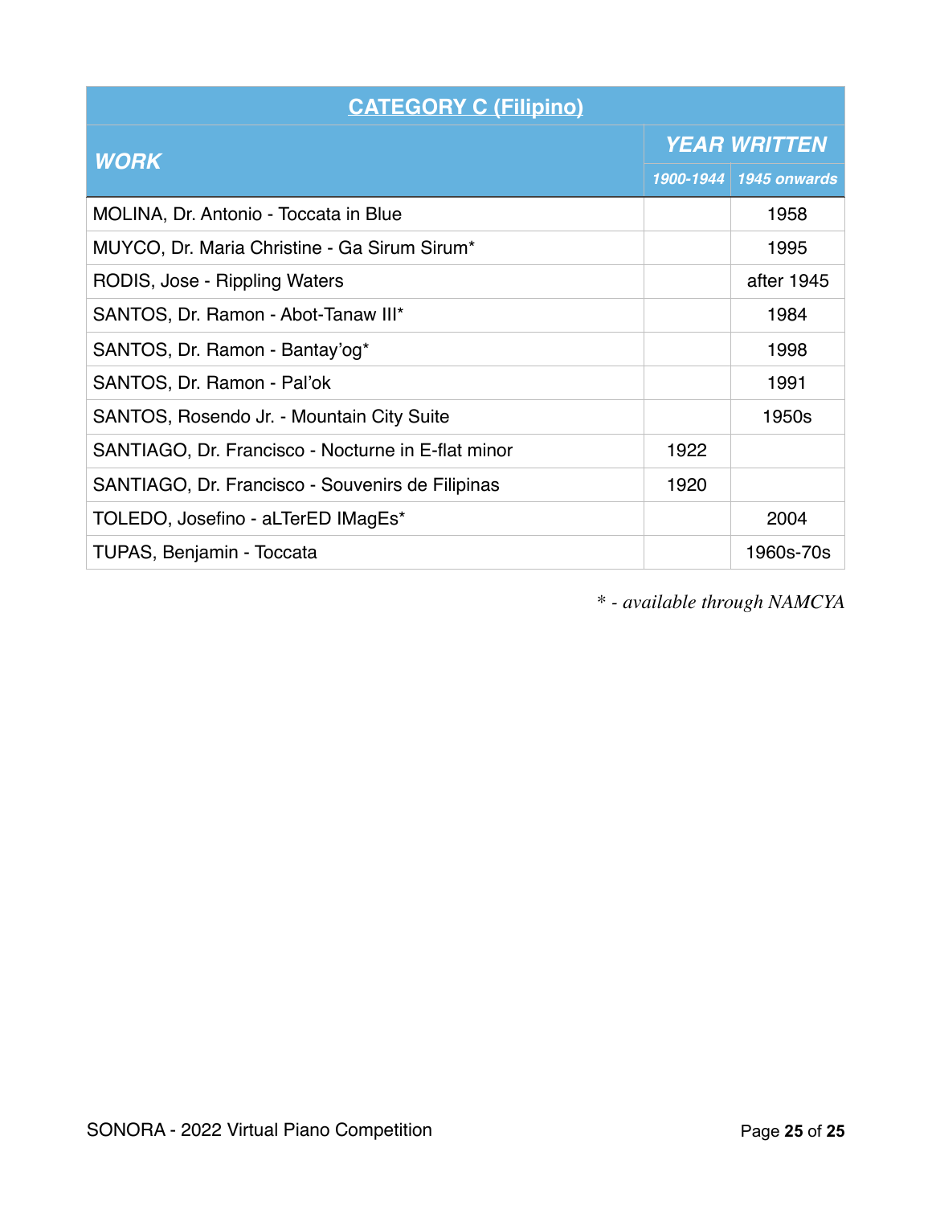| CATEGORY C (Filipino) | | |
|---|---|---|
| ***WORK*** | ***YEAR WRITTEN*** | |
| | ***1900-1944*** | ***1945 onwards*** |
| MOLINA, Dr. Antonio - Toccata in Blue | | 1958 |
| MUYCO, Dr. Maria Christine - Ga Sirum Sirum* | | 1995 |
| RODIS, Jose - Rippling Waters | | after 1945 |
| SANTOS, Dr. Ramon - Abot-Tanaw III* | | 1984 |
| SANTOS, Dr. Ramon - Bantay'og* | | 1998 |
| SANTOS, Dr. Ramon - Pal'ok | | 1991 |
| SANTOS, Rosendo Jr. - Mountain City Suite | | 1950s |
| SANTIAGO, Dr. Francisco - Nocturne in E-flat minor | 1922 | |
| SANTIAGO, Dr. Francisco - Souvenirs de Filipinas | 1920 | |
| TOLEDO, Josefino - aLTerED IMagEs* | | 2004 |
| TUPAS, Benjamin - Toccata | | 1960s-70s |

*\* - available through NAMCYA*